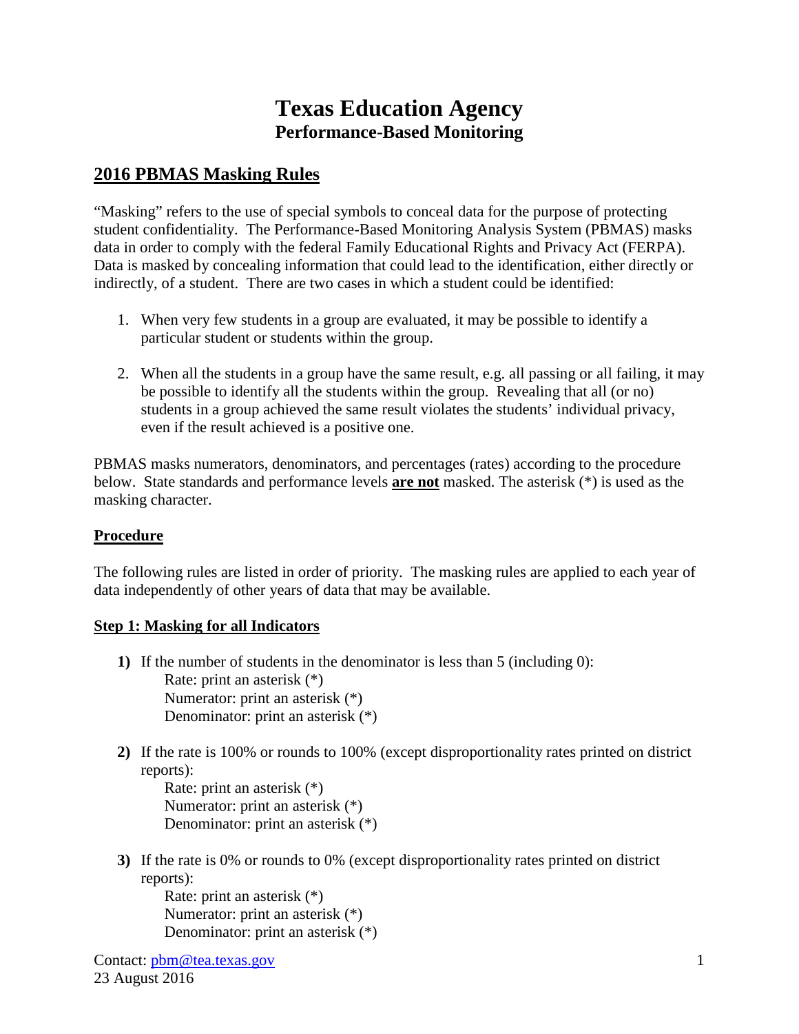# Texas Education Agency
## Performance-Based Monitoring

## 2016 PBMAS Masking Rules

"Masking" refers to the use of special symbols to conceal data for the purpose of protecting student confidentiality. The Performance-Based Monitoring Analysis System (PBMAS) masks data in order to comply with the federal Family Educational Rights and Privacy Act (FERPA). Data is masked by concealing information that could lead to the identification, either directly or indirectly, of a student. There are two cases in which a student could be identified:

1. When very few students in a group are evaluated, it may be possible to identify a particular student or students within the group.

2. When all the students in a group have the same result, e.g. all passing or all failing, it may be possible to identify all the students within the group. Revealing that all (or no) students in a group achieved the same result violates the students' individual privacy, even if the result achieved is a positive one.

PBMAS masks numerators, denominators, and percentages (rates) according to the procedure below. State standards and performance levels **are not** masked. The asterisk (*) is used as the masking character.

### Procedure

The following rules are listed in order of priority. The masking rules are applied to each year of data independently of other years of data that may be available.

### Step 1: Masking for all Indicators

**1)** If the number of students in the denominator is less than 5 (including 0):
   Rate: print an asterisk (*)
   Numerator: print an asterisk (*)
   Denominator: print an asterisk (*)

**2)** If the rate is 100% or rounds to 100% (except disproportionality rates printed on district reports):
   Rate: print an asterisk (*)
   Numerator: print an asterisk (*)
   Denominator: print an asterisk (*)

**3)** If the rate is 0% or rounds to 0% (except disproportionality rates printed on district reports):
   Rate: print an asterisk (*)
   Numerator: print an asterisk (*)
   Denominator: print an asterisk (*)

Contact: pbm@tea.texas.gov
23 August 2016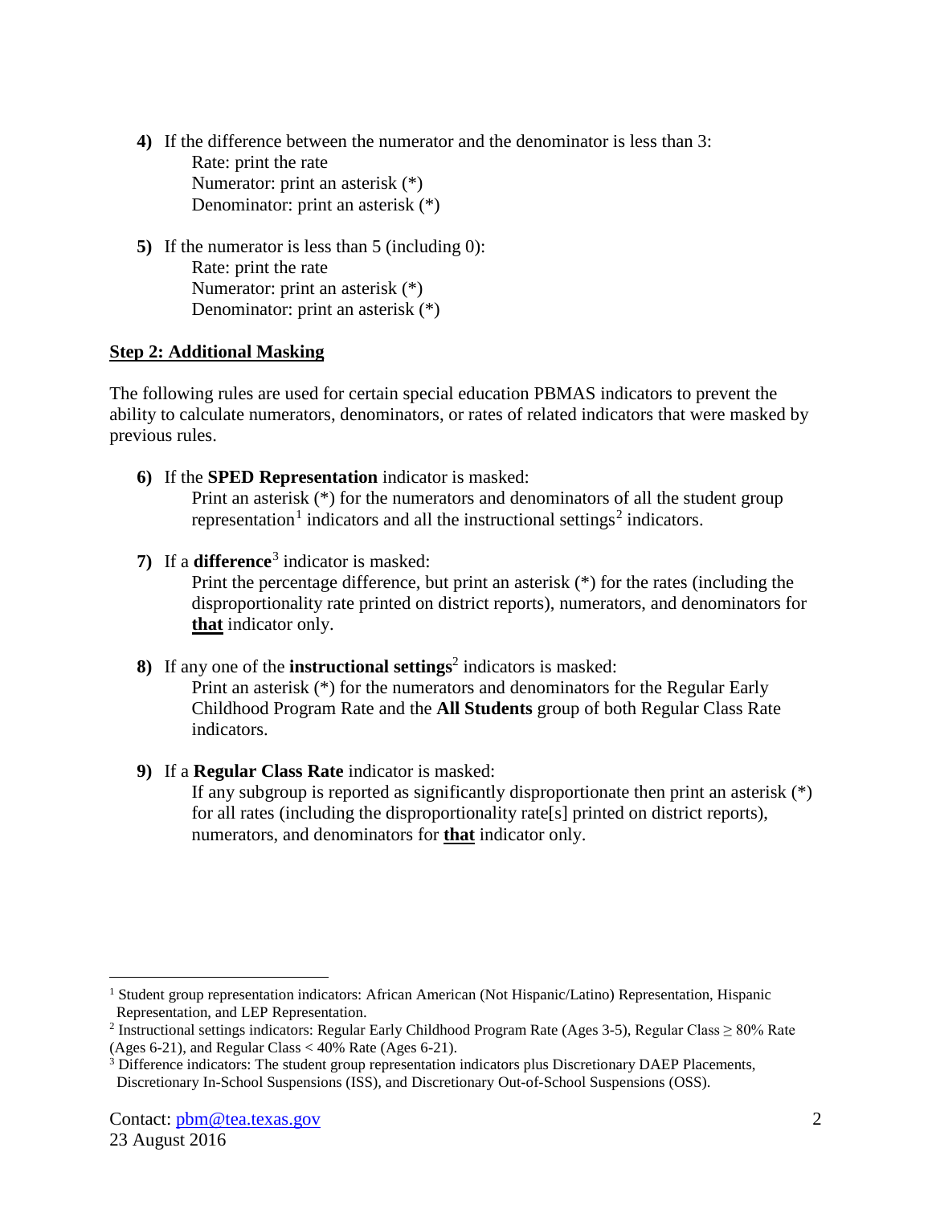**4)** If the difference between the numerator and the denominator is less than 3:
   Rate: print the rate
   Numerator: print an asterisk (*)
   Denominator: print an asterisk (*)

**5)** If the numerator is less than 5 (including 0):
   Rate: print the rate
   Numerator: print an asterisk (*)
   Denominator: print an asterisk (*)

**Step 2: Additional Masking**

The following rules are used for certain special education PBMAS indicators to prevent the ability to calculate numerators, denominators, or rates of related indicators that were masked by previous rules.

**6)** If the **SPED Representation** indicator is masked:
   Print an asterisk (*) for the numerators and denominators of all the student group representation[1] indicators and all the instructional settings[2] indicators.

**7)** If a **difference**[3] indicator is masked:
   Print the percentage difference, but print an asterisk (*) for the rates (including the disproportionality rate printed on district reports), numerators, and denominators for **that** indicator only.

**8)** If any one of the **instructional settings**[2] indicators is masked:
   Print an asterisk (*) for the numerators and denominators for the Regular Early Childhood Program Rate and the **All Students** group of both Regular Class Rate indicators.

**9)** If a **Regular Class Rate** indicator is masked:
   If any subgroup is reported as significantly disproportionate then print an asterisk (*) for all rates (including the disproportionality rate[s] printed on district reports), numerators, and denominators for **that** indicator only.

---

[1] Student group representation indicators: African American (Not Hispanic/Latino) Representation, Hispanic Representation, and LEP Representation.

[2] Instructional settings indicators: Regular Early Childhood Program Rate (Ages 3-5), Regular Class ≥ 80% Rate (Ages 6-21), and Regular Class < 40% Rate (Ages 6-21).

[3] Difference indicators: The student group representation indicators plus Discretionary DAEP Placements, Discretionary In-School Suspensions (ISS), and Discretionary Out-of-School Suspensions (OSS).

Contact: pbm@tea.texas.gov
23 August 2016